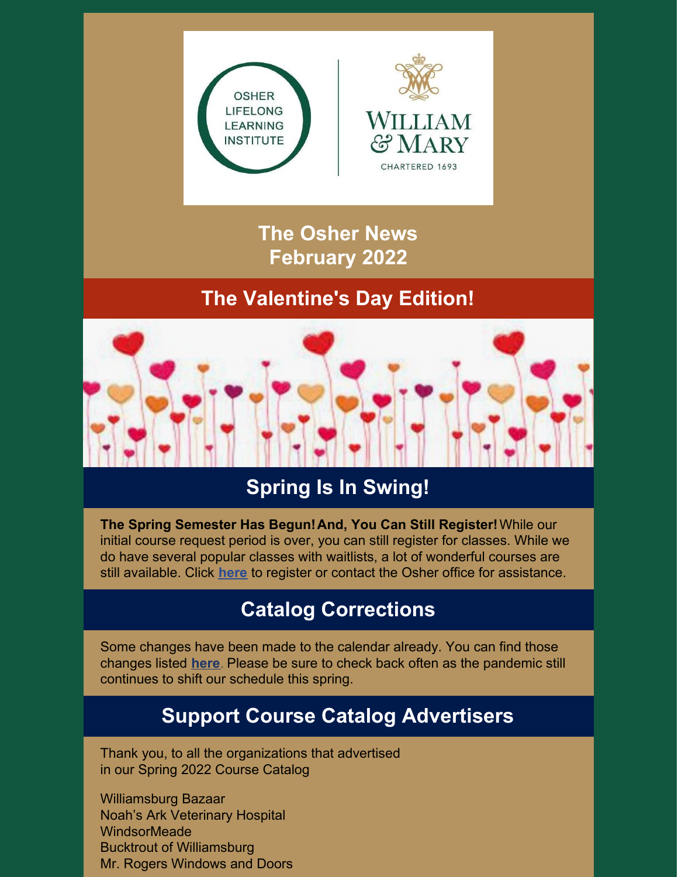OSHER LIFELONG LEARNING INSTITUTE

WILLIAM & MARY

CHARTERED 1693

# The Osher News
# February 2022

## The Valentine's Day Edition!

## Spring Is In Swing!

**The Spring Semester Has Begun! And, You Can Still Register!** While our initial course request period is over, you can still register for classes. While we do have several popular classes with waitlists, a lot of wonderful courses are still available. Click **here** to register or contact the Osher office for assistance.

## Catalog Corrections

Some changes have been made to the calendar already. You can find those changes listed **here**. Please be sure to check back often as the pandemic still continues to shift our schedule this spring.

## Support Course Catalog Advertisers

Thank you, to all the organizations that advertised in our Spring 2022 Course Catalog

Williamsburg Bazaar
Noah's Ark Veterinary Hospital
WindsorMeade
Bucktrout of Williamsburg
Mr. Rogers Windows and Doors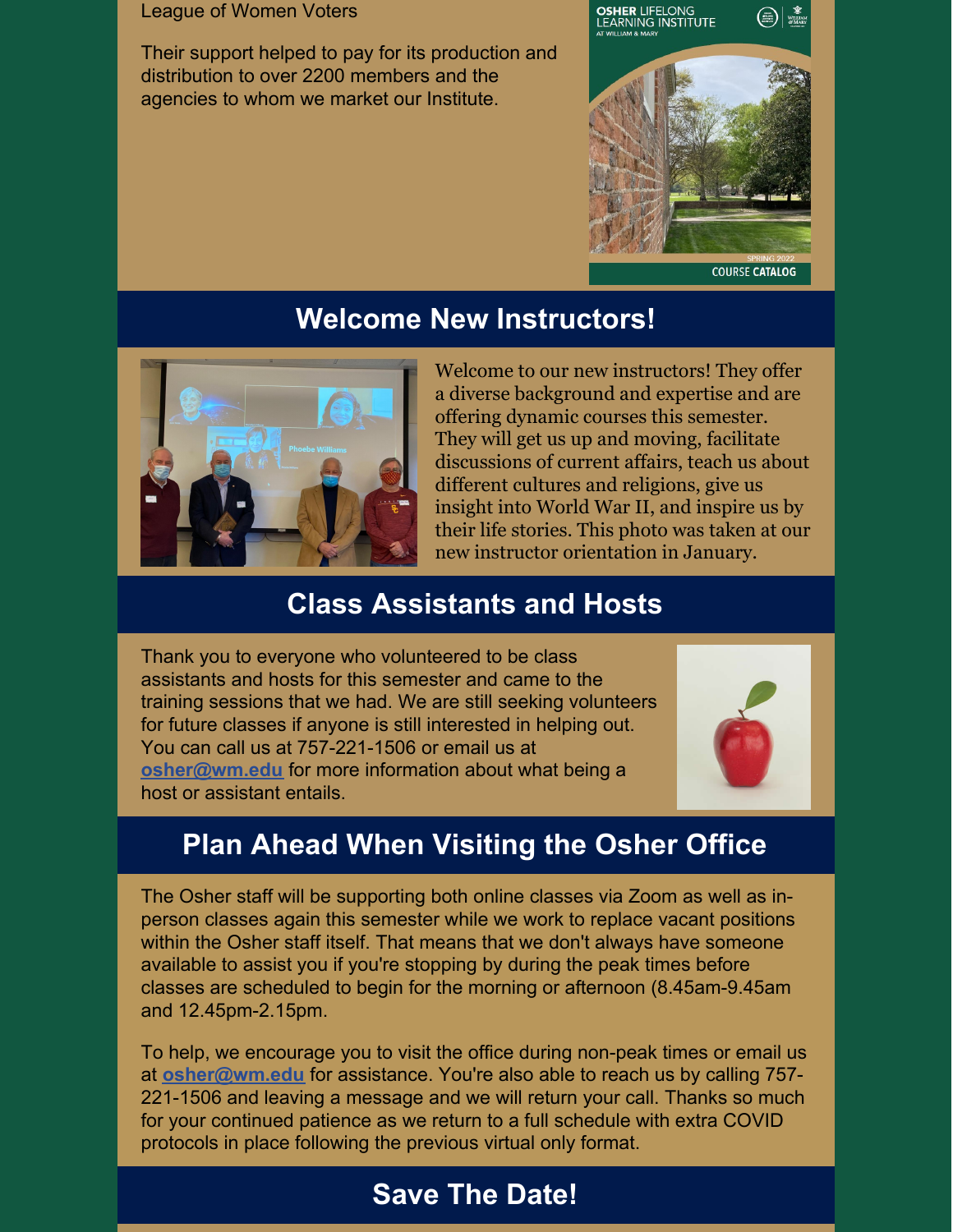League of Women Voters

Their support helped to pay for its production and distribution to over 2200 members and the agencies to whom we market our Institute.

## Welcome New Instructors!

Welcome to our new instructors! They offer a diverse background and expertise and are offering dynamic courses this semester. They will get us up and moving, facilitate discussions of current affairs, teach us about different cultures and religions, give us insight into World War II, and inspire us by their life stories. This photo was taken at our new instructor orientation in January.

## Class Assistants and Hosts

Thank you to everyone who volunteered to be class assistants and hosts for this semester and came to the training sessions that we had. We are still seeking volunteers for future classes if anyone is still interested in helping out. You can call us at 757-221-1506 or email us at **osher@wm.edu** for more information about what being a host or assistant entails.

## Plan Ahead When Visiting the Osher Office

The Osher staff will be supporting both online classes via Zoom as well as in-person classes again this semester while we work to replace vacant positions within the Osher staff itself. That means that we don't always have someone available to assist you if you're stopping by during the peak times before classes are scheduled to begin for the morning or afternoon (8.45am-9.45am and 12.45pm-2.15pm.

To help, we encourage you to visit the office during non-peak times or email us at **osher@wm.edu** for assistance. You're also able to reach us by calling 757-221-1506 and leaving a message and we will return your call. Thanks so much for your continued patience as we return to a full schedule with extra COVID protocols in place following the previous virtual only format.

## Save The Date!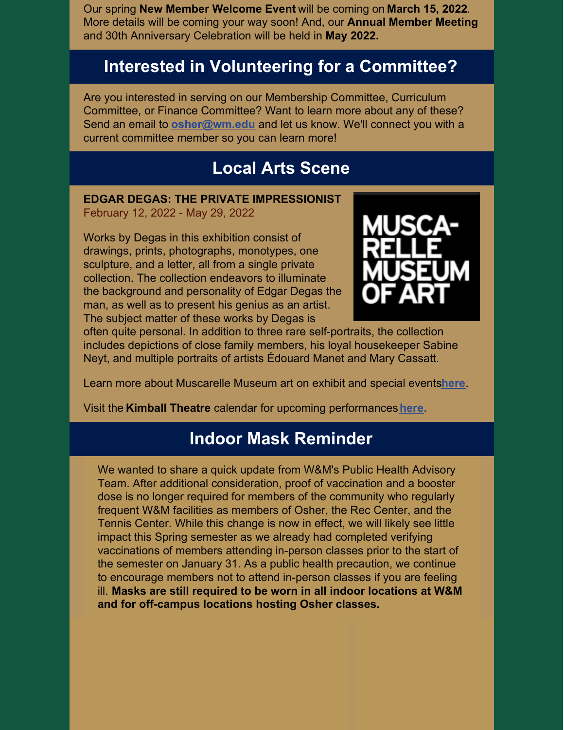Our spring **New Member Welcome Event** will be coming on **March 15, 2022**. More details will be coming your way soon! And, our **Annual Member Meeting** and 30th Anniversary Celebration will be held in **May 2022.**

## Interested in Volunteering for a Committee?

Are you interested in serving on our Membership Committee, Curriculum Committee, or Finance Committee? Want to learn more about any of these? Send an email to **osher@wm.edu** and let us know. We'll connect you with a current committee member so you can learn more!

## Local Arts Scene

**EDGAR DEGAS: THE PRIVATE IMPRESSIONIST**
February 12, 2022 - May 29, 2022

MUSCA-RELLE MUSEUM OF ART

Works by Degas in this exhibition consist of drawings, prints, photographs, monotypes, one sculpture, and a letter, all from a single private collection. The collection endeavors to illuminate the background and personality of Edgar Degas the man, as well as to present his genius as an artist. The subject matter of these works by Degas is often quite personal. In addition to three rare self-portraits, the collection includes depictions of close family members, his loyal housekeeper Sabine Neyt, and multiple portraits of artists Édouard Manet and Mary Cassatt.

Learn more about Muscarelle Museum art on exhibit and special events**here**.

Visit the **Kimball Theatre** calendar for upcoming performances **here.**

## Indoor Mask Reminder

We wanted to share a quick update from W&M's Public Health Advisory Team. After additional consideration, proof of vaccination and a booster dose is no longer required for members of the community who regularly frequent W&M facilities as members of Osher, the Rec Center, and the Tennis Center. While this change is now in effect, we will likely see little impact this Spring semester as we already had completed verifying vaccinations of members attending in-person classes prior to the start of the semester on January 31. As a public health precaution, we continue to encourage members not to attend in-person classes if you are feeling ill. **Masks are still required to be worn in all indoor locations at W&M and for off-campus locations hosting Osher classes.**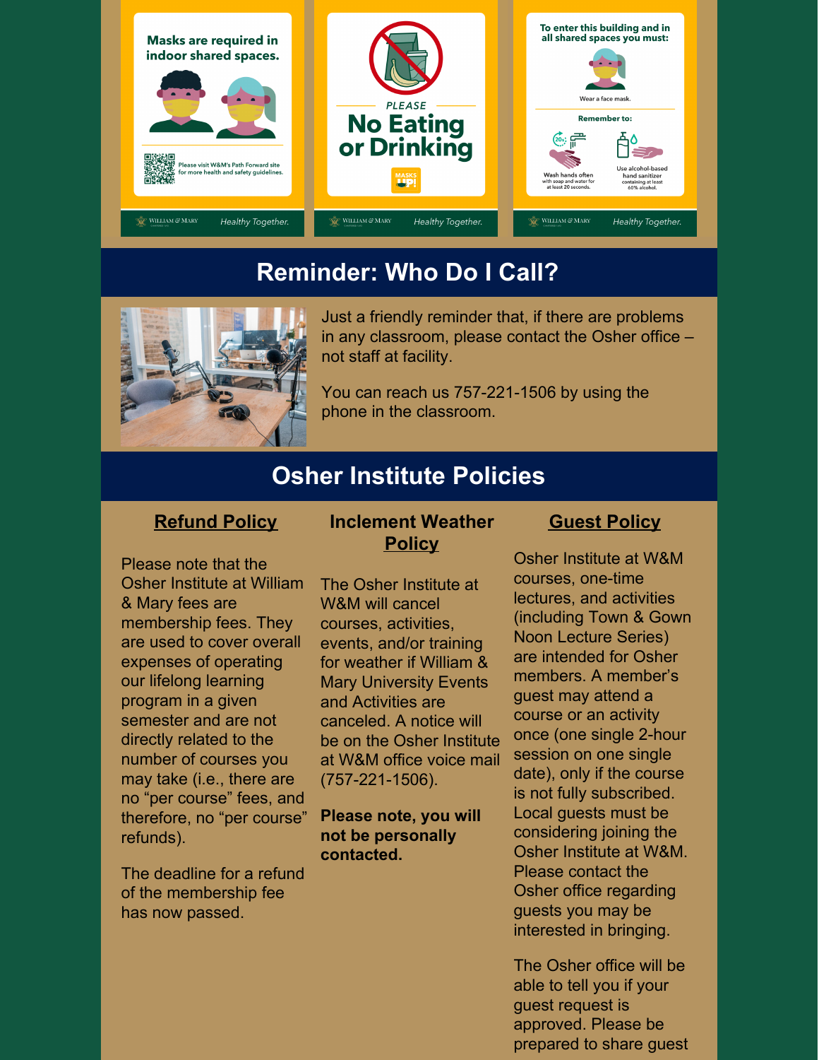Masks are required in indoor shared spaces.

Please visit W&M's Path Forward site for more health and safety guidelines.

WILLIAM & MARY Healthy Together.

PLEASE

No Eating or Drinking

MASKS UP!

WILLIAM & MARY Healthy Together.

To enter this building and in all shared spaces you must:

Wear a face mask.

Remember to:

Wash hands often with soap and water for at least 20 seconds.

Use alcohol-based hand sanitizer containing at least 60% alcohol.

WILLIAM & MARY Healthy Together.

## Reminder: Who Do I Call?

Just a friendly reminder that, if there are problems in any classroom, please contact the Osher office – not staff at facility.

You can reach us 757-221-1506 by using the phone in the classroom.

## Osher Institute Policies

### Refund Policy

Please note that the Osher Institute at William & Mary fees are membership fees. They are used to cover overall expenses of operating our lifelong learning program in a given semester and are not directly related to the number of courses you may take (i.e., there are no "per course" fees, and therefore, no "per course" refunds).

The deadline for a refund of the membership fee has now passed.

### Inclement Weather Policy

The Osher Institute at W&M will cancel courses, activities, events, and/or training for weather if William & Mary University Events and Activities are canceled. A notice will be on the Osher Institute at W&M office voice mail (757-221-1506).

**Please note, you will not be personally contacted.**

### Guest Policy

Osher Institute at W&M courses, one-time lectures, and activities (including Town & Gown Noon Lecture Series) are intended for Osher members. A member's guest may attend a course or an activity once (one single 2-hour session on one single date), only if the course is not fully subscribed. Local guests must be considering joining the Osher Institute at W&M. Please contact the Osher office regarding guests you may be interested in bringing.

The Osher office will be able to tell you if your guest request is approved. Please be prepared to share guest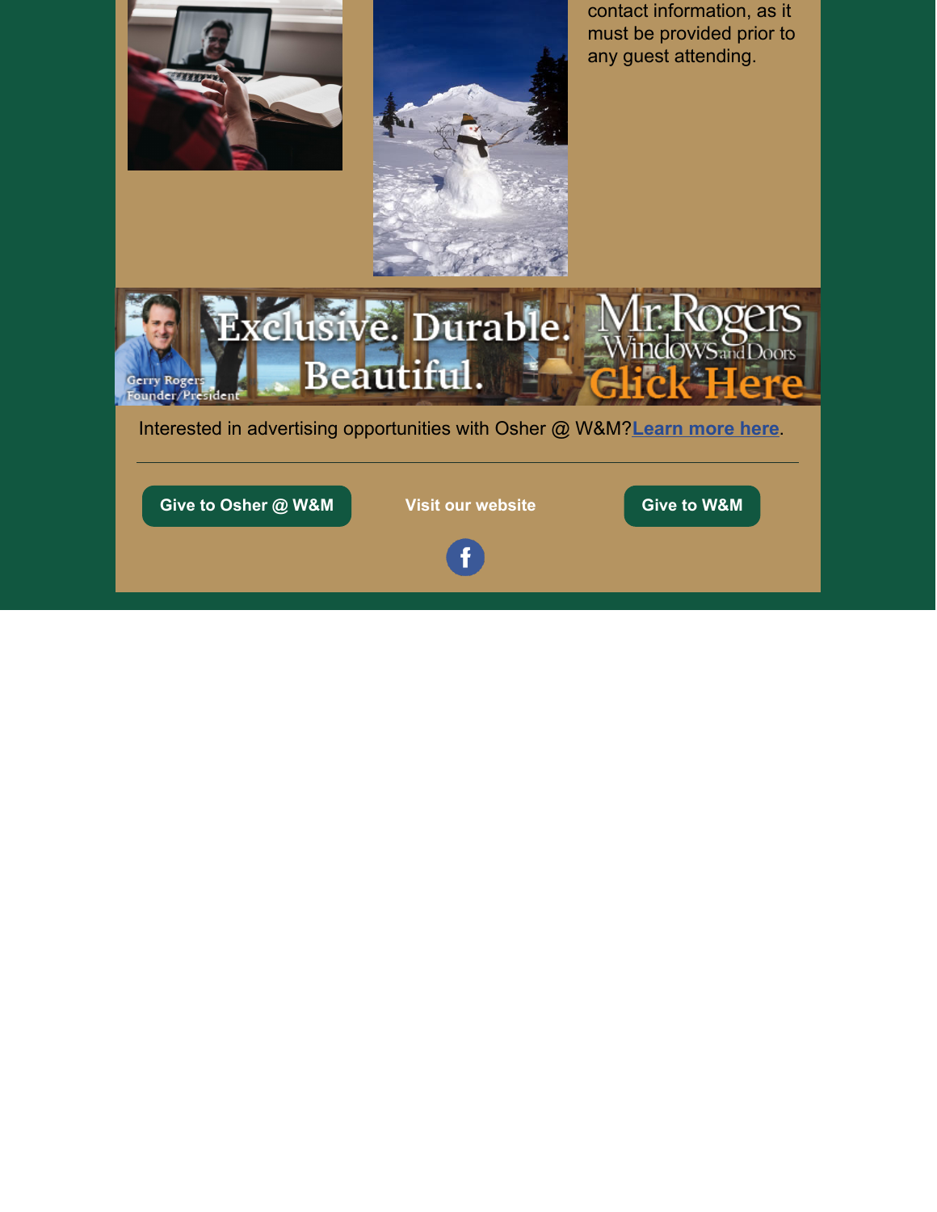contact information, as it must be provided prior to any guest attending.

Interested in advertising opportunities with Osher @ W&M?**Learn more here**.

---

**Give to Osher @ W&M** **Visit our website** **Give to W&M**